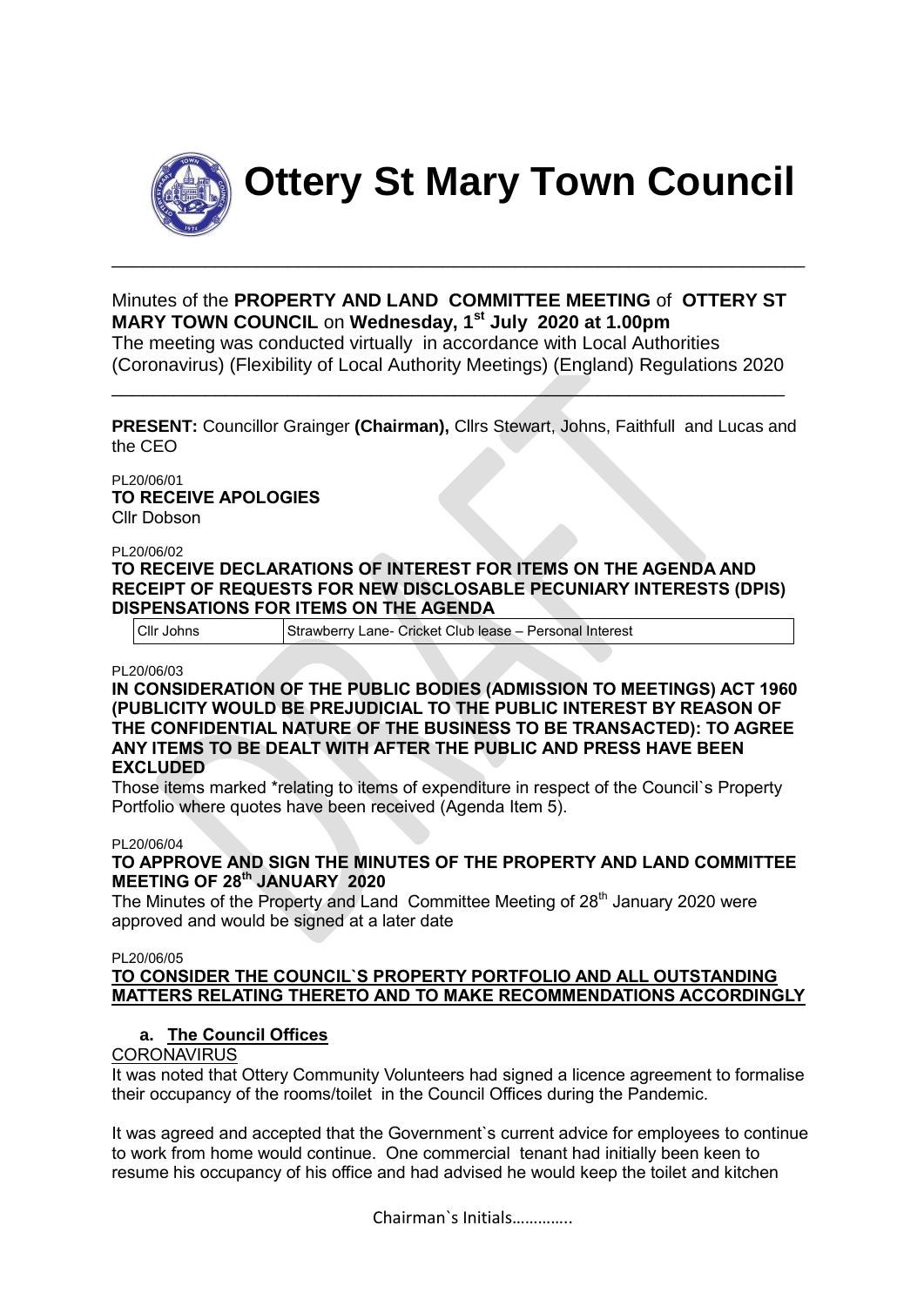# Ottery St Mary Town Council

Minutes of the **PROPERTY AND LAND COMMITTEE MEETING** of **OTTERY ST MARY TOWN COUNCIL** on **Wednesday, 1st July 2020 at 1.00pm**
The meeting was conducted virtually in accordance with Local Authorities (Coronavirus) (Flexibility of Local Authority Meetings) (England) Regulations 2020

**PRESENT:** Councillor Grainger **(Chairman),** Cllrs Stewart, Johns, Faithfull and Lucas and the CEO

PL20/06/01
**TO RECEIVE APOLOGIES**
Cllr Dobson

PL20/06/02
**TO RECEIVE DECLARATIONS OF INTEREST FOR ITEMS ON THE AGENDA AND RECEIPT OF REQUESTS FOR NEW DISCLOSABLE PECUNIARY INTERESTS (DPIS) DISPENSATIONS FOR ITEMS ON THE AGENDA**

| Cllr Johns | Strawberry Lane- Cricket Club lease – Personal Interest |
|---|---|

PL20/06/03
**IN CONSIDERATION OF THE PUBLIC BODIES (ADMISSION TO MEETINGS) ACT 1960 (PUBLICITY WOULD BE PREJUDICIAL TO THE PUBLIC INTEREST BY REASON OF THE CONFIDENTIAL NATURE OF THE BUSINESS TO BE TRANSACTED): TO AGREE ANY ITEMS TO BE DEALT WITH AFTER THE PUBLIC AND PRESS HAVE BEEN EXCLUDED**
Those items marked *relating to items of expenditure in respect of the Council`s Property Portfolio where quotes have been received (Agenda Item 5).

PL20/06/04
**TO APPROVE AND SIGN THE MINUTES OF THE PROPERTY AND LAND COMMITTEE MEETING OF 28th JANUARY 2020**
The Minutes of the Property and Land Committee Meeting of 28th January 2020 were approved and would be signed at a later date

PL20/06/05
**TO CONSIDER THE COUNCIL`S PROPERTY PORTFOLIO AND ALL OUTSTANDING MATTERS RELATING THERETO AND TO MAKE RECOMMENDATIONS ACCORDINGLY**

**a. The Council Offices**

CORONAVIRUS

It was noted that Ottery Community Volunteers had signed a licence agreement to formalise their occupancy of the rooms/toilet in the Council Offices during the Pandemic.

It was agreed and accepted that the Government`s current advice for employees to continue to work from home would continue. One commercial tenant had initially been keen to resume his occupancy of his office and had advised he would keep the toilet and kitchen

Chairman`s Initials………….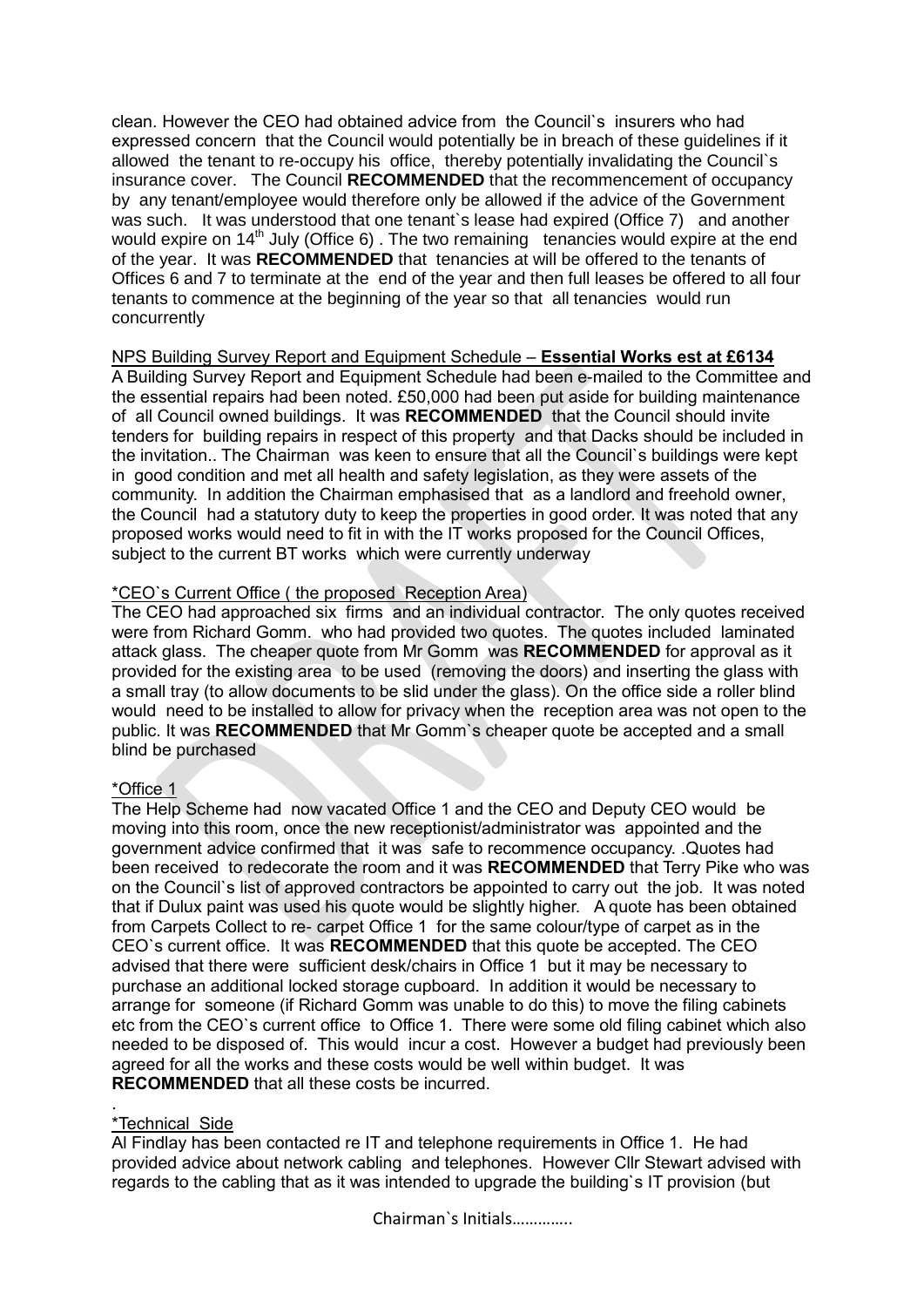clean. However the CEO had obtained advice from the Council`s insurers who had expressed concern that the Council would potentially be in breach of these guidelines if it allowed the tenant to re-occupy his office, thereby potentially invalidating the Council`s insurance cover. The Council **RECOMMENDED** that the recommencement of occupancy by any tenant/employee would therefore only be allowed if the advice of the Government was such. It was understood that one tenant`s lease had expired (Office 7) and another would expire on 14th July (Office 6) . The two remaining tenancies would expire at the end of the year. It was **RECOMMENDED** that tenancies at will be offered to the tenants of Offices 6 and 7 to terminate at the end of the year and then full leases be offered to all four tenants to commence at the beginning of the year so that all tenancies would run concurrently

NPS Building Survey Report and Equipment Schedule – **Essential Works est at £6134**

A Building Survey Report and Equipment Schedule had been e-mailed to the Committee and the essential repairs had been noted. £50,000 had been put aside for building maintenance of all Council owned buildings. It was **RECOMMENDED** that the Council should invite tenders for building repairs in respect of this property and that Dacks should be included in the invitation.. The Chairman was keen to ensure that all the Council`s buildings were kept in good condition and met all health and safety legislation, as they were assets of the community. In addition the Chairman emphasised that as a landlord and freehold owner, the Council had a statutory duty to keep the properties in good order. It was noted that any proposed works would need to fit in with the IT works proposed for the Council Offices, subject to the current BT works which were currently underway

*CEO`s Current Office ( the proposed Reception Area)

The CEO had approached six firms and an individual contractor. The only quotes received were from Richard Gomm. who had provided two quotes. The quotes included laminated attack glass. The cheaper quote from Mr Gomm was **RECOMMENDED** for approval as it provided for the existing area to be used (removing the doors) and inserting the glass with a small tray (to allow documents to be slid under the glass). On the office side a roller blind would need to be installed to allow for privacy when the reception area was not open to the public. It was **RECOMMENDED** that Mr Gomm`s cheaper quote be accepted and a small blind be purchased

*Office 1

The Help Scheme had now vacated Office 1 and the CEO and Deputy CEO would be moving into this room, once the new receptionist/administrator was appointed and the government advice confirmed that it was safe to recommence occupancy. .Quotes had been received to redecorate the room and it was **RECOMMENDED** that Terry Pike who was on the Council`s list of approved contractors be appointed to carry out the job. It was noted that if Dulux paint was used his quote would be slightly higher. A quote has been obtained from Carpets Collect to re- carpet Office 1 for the same colour/type of carpet as in the CEO`s current office. It was **RECOMMENDED** that this quote be accepted. The CEO advised that there were sufficient desk/chairs in Office 1 but it may be necessary to purchase an additional locked storage cupboard. In addition it would be necessary to arrange for someone (if Richard Gomm was unable to do this) to move the filing cabinets etc from the CEO`s current office to Office 1. There were some old filing cabinet which also needed to be disposed of. This would incur a cost. However a budget had previously been agreed for all the works and these costs would be well within budget. It was **RECOMMENDED** that all these costs be incurred.

.

*Technical Side

Al Findlay has been contacted re IT and telephone requirements in Office 1. He had provided advice about network cabling and telephones. However Cllr Stewart advised with regards to the cabling that as it was intended to upgrade the building`s IT provision (but

Chairman`s Initials………….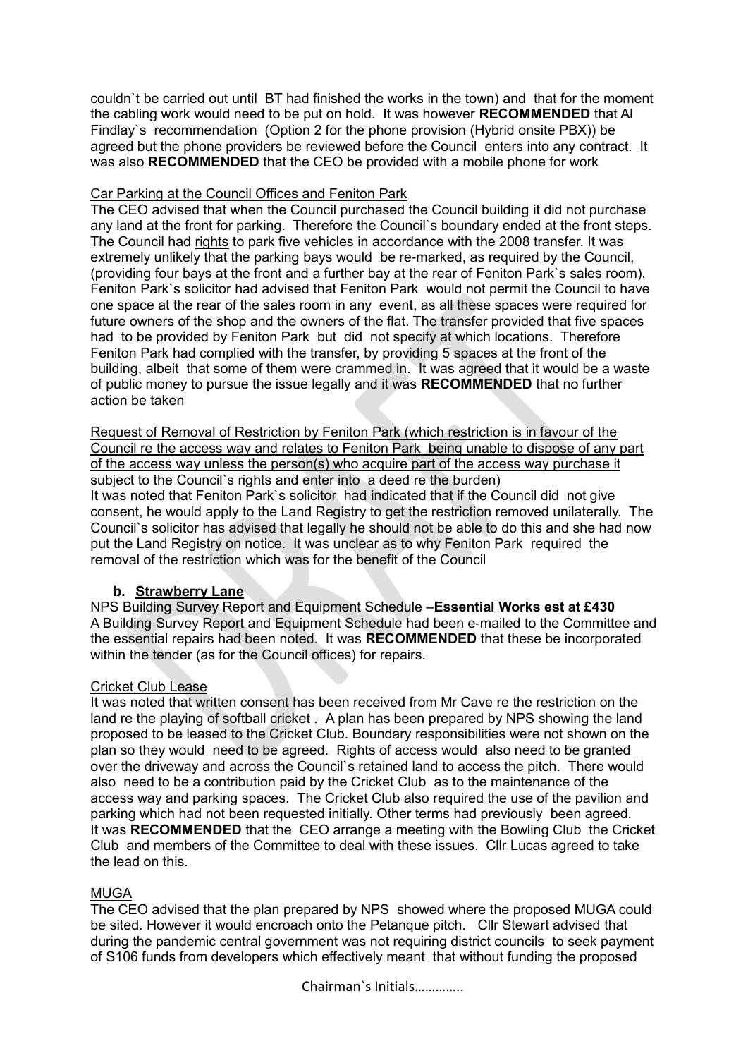couldn`t be carried out until BT had finished the works in the town) and that for the moment the cabling work would need to be put on hold. It was however **RECOMMENDED** that Al Findlay`s recommendation (Option 2 for the phone provision (Hybrid onsite PBX)) be agreed but the phone providers be reviewed before the Council enters into any contract. It was also **RECOMMENDED** that the CEO be provided with a mobile phone for work

Car Parking at the Council Offices and Feniton Park

The CEO advised that when the Council purchased the Council building it did not purchase any land at the front for parking. Therefore the Council`s boundary ended at the front steps. The Council had rights to park five vehicles in accordance with the 2008 transfer. It was extremely unlikely that the parking bays would be re-marked, as required by the Council, (providing four bays at the front and a further bay at the rear of Feniton Park`s sales room). Feniton Park`s solicitor had advised that Feniton Park would not permit the Council to have one space at the rear of the sales room in any event, as all these spaces were required for future owners of the shop and the owners of the flat. The transfer provided that five spaces had to be provided by Feniton Park but did not specify at which locations. Therefore Feniton Park had complied with the transfer, by providing 5 spaces at the front of the building, albeit that some of them were crammed in. It was agreed that it would be a waste of public money to pursue the issue legally and it was **RECOMMENDED** that no further action be taken

Request of Removal of Restriction by Feniton Park (which restriction is in favour of the Council re the access way and relates to Feniton Park being unable to dispose of any part of the access way unless the person(s) who acquire part of the access way purchase it subject to the Council`s rights and enter into a deed re the burden)

It was noted that Feniton Park`s solicitor had indicated that if the Council did not give consent, he would apply to the Land Registry to get the restriction removed unilaterally. The Council`s solicitor has advised that legally he should not be able to do this and she had now put the Land Registry on notice. It was unclear as to why Feniton Park required the removal of the restriction which was for the benefit of the Council

**b. Strawberry Lane**

NPS Building Survey Report and Equipment Schedule –**Essential Works est at £430**

A Building Survey Report and Equipment Schedule had been e-mailed to the Committee and the essential repairs had been noted. It was **RECOMMENDED** that these be incorporated within the tender (as for the Council offices) for repairs.

Cricket Club Lease

It was noted that written consent has been received from Mr Cave re the restriction on the land re the playing of softball cricket . A plan has been prepared by NPS showing the land proposed to be leased to the Cricket Club. Boundary responsibilities were not shown on the plan so they would need to be agreed. Rights of access would also need to be granted over the driveway and across the Council`s retained land to access the pitch. There would also need to be a contribution paid by the Cricket Club as to the maintenance of the access way and parking spaces. The Cricket Club also required the use of the pavilion and parking which had not been requested initially. Other terms had previously been agreed. It was **RECOMMENDED** that the CEO arrange a meeting with the Bowling Club the Cricket Club and members of the Committee to deal with these issues. Cllr Lucas agreed to take the lead on this.

MUGA

The CEO advised that the plan prepared by NPS showed where the proposed MUGA could be sited. However it would encroach onto the Petanque pitch. Cllr Stewart advised that during the pandemic central government was not requiring district councils to seek payment of S106 funds from developers which effectively meant that without funding the proposed

Chairman`s Initials………….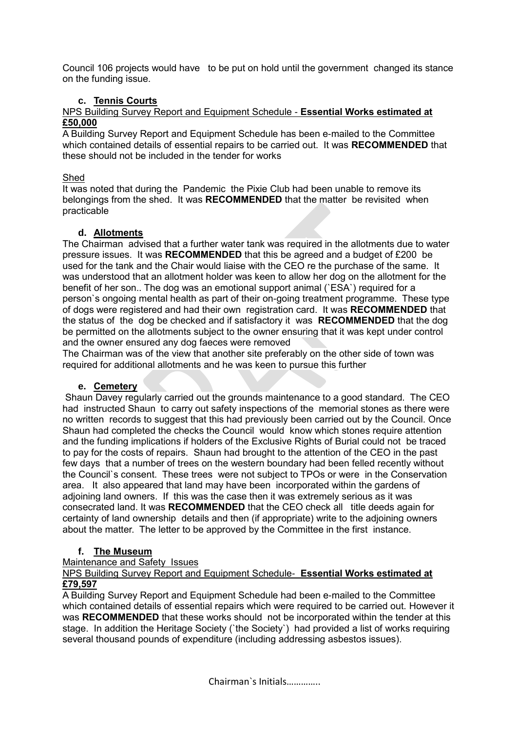Council 106 projects would have to be put on hold until the government changed its stance on the funding issue.

**c. Tennis Courts**

NPS Building Survey Report and Equipment Schedule - **Essential Works estimated at £50,000**

A Building Survey Report and Equipment Schedule has been e-mailed to the Committee which contained details of essential repairs to be carried out. It was **RECOMMENDED** that these should not be included in the tender for works

Shed

It was noted that during the Pandemic the Pixie Club had been unable to remove its belongings from the shed. It was **RECOMMENDED** that the matter be revisited when practicable

**d. Allotments**

The Chairman advised that a further water tank was required in the allotments due to water pressure issues. It was **RECOMMENDED** that this be agreed and a budget of £200 be used for the tank and the Chair would liaise with the CEO re the purchase of the same. It was understood that an allotment holder was keen to allow her dog on the allotment for the benefit of her son.. The dog was an emotional support animal (`ESA`) required for a person`s ongoing mental health as part of their on-going treatment programme. These type of dogs were registered and had their own registration card. It was **RECOMMENDED** that the status of the dog be checked and if satisfactory it was **RECOMMENDED** that the dog be permitted on the allotments subject to the owner ensuring that it was kept under control and the owner ensured any dog faeces were removed

The Chairman was of the view that another site preferably on the other side of town was required for additional allotments and he was keen to pursue this further

**e. Cemetery**

Shaun Davey regularly carried out the grounds maintenance to a good standard. The CEO had instructed Shaun to carry out safety inspections of the memorial stones as there were no written records to suggest that this had previously been carried out by the Council. Once Shaun had completed the checks the Council would know which stones require attention and the funding implications if holders of the Exclusive Rights of Burial could not be traced to pay for the costs of repairs. Shaun had brought to the attention of the CEO in the past few days that a number of trees on the western boundary had been felled recently without the Council`s consent. These trees were not subject to TPOs or were in the Conservation area. It also appeared that land may have been incorporated within the gardens of adjoining land owners. If this was the case then it was extremely serious as it was consecrated land. It was **RECOMMENDED** that the CEO check all title deeds again for certainty of land ownership details and then (if appropriate) write to the adjoining owners about the matter. The letter to be approved by the Committee in the first instance.

**f. The Museum**

Maintenance and Safety Issues

NPS Building Survey Report and Equipment Schedule- **Essential Works estimated at £79,597**

A Building Survey Report and Equipment Schedule had been e-mailed to the Committee which contained details of essential repairs which were required to be carried out. However it was **RECOMMENDED** that these works should not be incorporated within the tender at this stage. In addition the Heritage Society (`the Society`) had provided a list of works requiring several thousand pounds of expenditure (including addressing asbestos issues).

Chairman`s Initials………….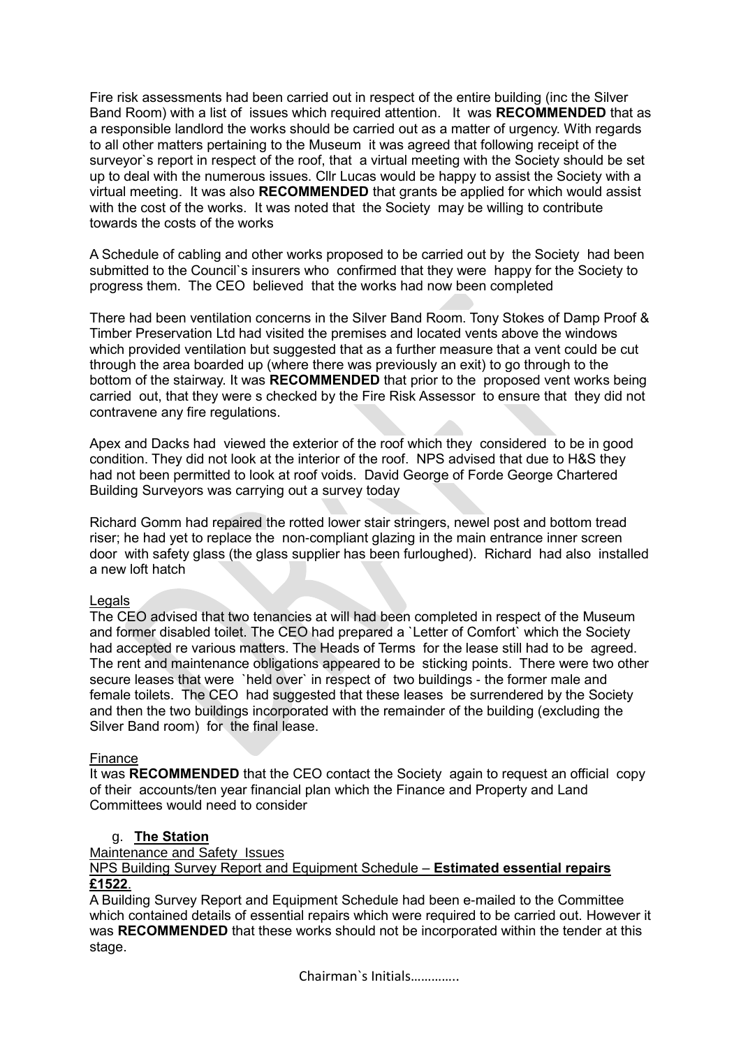Fire risk assessments had been carried out in respect of the entire building (inc the Silver Band Room) with a list of issues which required attention. It was **RECOMMENDED** that as a responsible landlord the works should be carried out as a matter of urgency. With regards to all other matters pertaining to the Museum it was agreed that following receipt of the surveyor`s report in respect of the roof, that a virtual meeting with the Society should be set up to deal with the numerous issues. Cllr Lucas would be happy to assist the Society with a virtual meeting. It was also **RECOMMENDED** that grants be applied for which would assist with the cost of the works. It was noted that the Society may be willing to contribute towards the costs of the works

A Schedule of cabling and other works proposed to be carried out by the Society had been submitted to the Council`s insurers who confirmed that they were happy for the Society to progress them. The CEO believed that the works had now been completed

There had been ventilation concerns in the Silver Band Room. Tony Stokes of Damp Proof & Timber Preservation Ltd had visited the premises and located vents above the windows which provided ventilation but suggested that as a further measure that a vent could be cut through the area boarded up (where there was previously an exit) to go through to the bottom of the stairway. It was **RECOMMENDED** that prior to the proposed vent works being carried out, that they were s checked by the Fire Risk Assessor to ensure that they did not contravene any fire regulations.

Apex and Dacks had viewed the exterior of the roof which they considered to be in good condition. They did not look at the interior of the roof. NPS advised that due to H&S they had not been permitted to look at roof voids. David George of Forde George Chartered Building Surveyors was carrying out a survey today

Richard Gomm had repaired the rotted lower stair stringers, newel post and bottom tread riser; he had yet to replace the non-compliant glazing in the main entrance inner screen door with safety glass (the glass supplier has been furloughed). Richard had also installed a new loft hatch

Legals

The CEO advised that two tenancies at will had been completed in respect of the Museum and former disabled toilet. The CEO had prepared a `Letter of Comfort` which the Society had accepted re various matters. The Heads of Terms for the lease still had to be agreed. The rent and maintenance obligations appeared to be sticking points. There were two other secure leases that were `held over` in respect of two buildings - the former male and female toilets. The CEO had suggested that these leases be surrendered by the Society and then the two buildings incorporated with the remainder of the building (excluding the Silver Band room) for the final lease.

Finance

It was **RECOMMENDED** that the CEO contact the Society again to request an official copy of their accounts/ten year financial plan which the Finance and Property and Land Committees would need to consider

g. **The Station**

Maintenance and Safety Issues

NPS Building Survey Report and Equipment Schedule – **Estimated essential repairs £1522**.

A Building Survey Report and Equipment Schedule had been e-mailed to the Committee which contained details of essential repairs which were required to be carried out. However it was **RECOMMENDED** that these works should not be incorporated within the tender at this stage.

Chairman`s Initials………….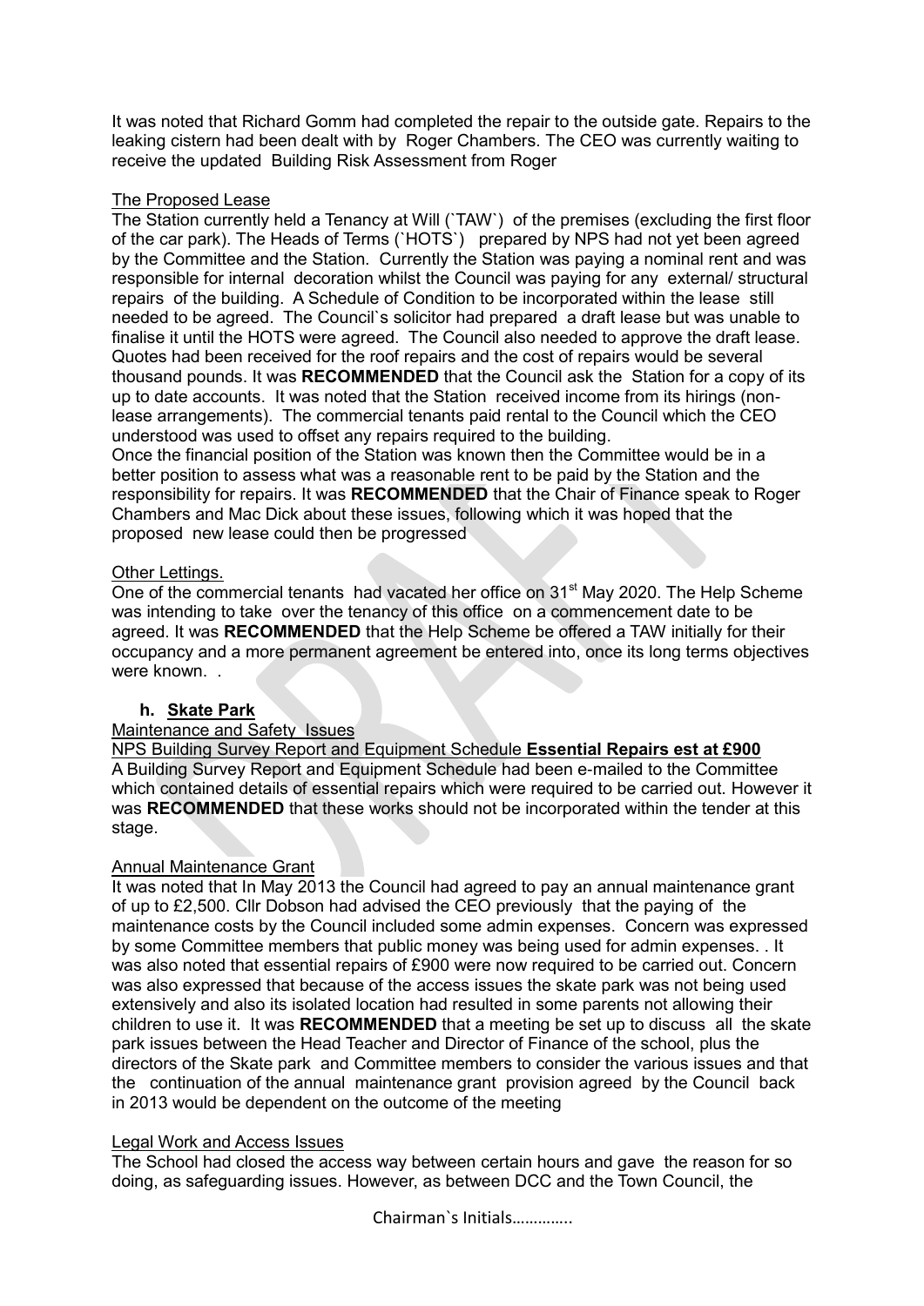It was noted that Richard Gomm had completed the repair to the outside gate. Repairs to the leaking cistern had been dealt with by Roger Chambers. The CEO was currently waiting to receive the updated Building Risk Assessment from Roger

The Proposed Lease

The Station currently held a Tenancy at Will (`TAW`) of the premises (excluding the first floor of the car park). The Heads of Terms (`HOTS`) prepared by NPS had not yet been agreed by the Committee and the Station. Currently the Station was paying a nominal rent and was responsible for internal decoration whilst the Council was paying for any external/ structural repairs of the building. A Schedule of Condition to be incorporated within the lease still needed to be agreed. The Council`s solicitor had prepared a draft lease but was unable to finalise it until the HOTS were agreed. The Council also needed to approve the draft lease. Quotes had been received for the roof repairs and the cost of repairs would be several thousand pounds. It was **RECOMMENDED** that the Council ask the Station for a copy of its up to date accounts. It was noted that the Station received income from its hirings (non-lease arrangements). The commercial tenants paid rental to the Council which the CEO understood was used to offset any repairs required to the building.
Once the financial position of the Station was known then the Committee would be in a better position to assess what was a reasonable rent to be paid by the Station and the responsibility for repairs. It was **RECOMMENDED** that the Chair of Finance speak to Roger Chambers and Mac Dick about these issues, following which it was hoped that the proposed new lease could then be progressed

Other Lettings.

One of the commercial tenants had vacated her office on 31st May 2020. The Help Scheme was intending to take over the tenancy of this office on a commencement date to be agreed. It was **RECOMMENDED** that the Help Scheme be offered a TAW initially for their occupancy and a more permanent agreement be entered into, once its long terms objectives were known. .

**h. Skate Park**

Maintenance and Safety Issues

NPS Building Survey Report and Equipment Schedule **Essential Repairs est at £900**
A Building Survey Report and Equipment Schedule had been e-mailed to the Committee which contained details of essential repairs which were required to be carried out. However it was **RECOMMENDED** that these works should not be incorporated within the tender at this stage.

Annual Maintenance Grant

It was noted that In May 2013 the Council had agreed to pay an annual maintenance grant of up to £2,500. Cllr Dobson had advised the CEO previously that the paying of the maintenance costs by the Council included some admin expenses. Concern was expressed by some Committee members that public money was being used for admin expenses. . It was also noted that essential repairs of £900 were now required to be carried out. Concern was also expressed that because of the access issues the skate park was not being used extensively and also its isolated location had resulted in some parents not allowing their children to use it. It was **RECOMMENDED** that a meeting be set up to discuss all the skate park issues between the Head Teacher and Director of Finance of the school, plus the directors of the Skate park and Committee members to consider the various issues and that the continuation of the annual maintenance grant provision agreed by the Council back in 2013 would be dependent on the outcome of the meeting

Legal Work and Access Issues

The School had closed the access way between certain hours and gave the reason for so doing, as safeguarding issues. However, as between DCC and the Town Council, the

Chairman`s Initials………….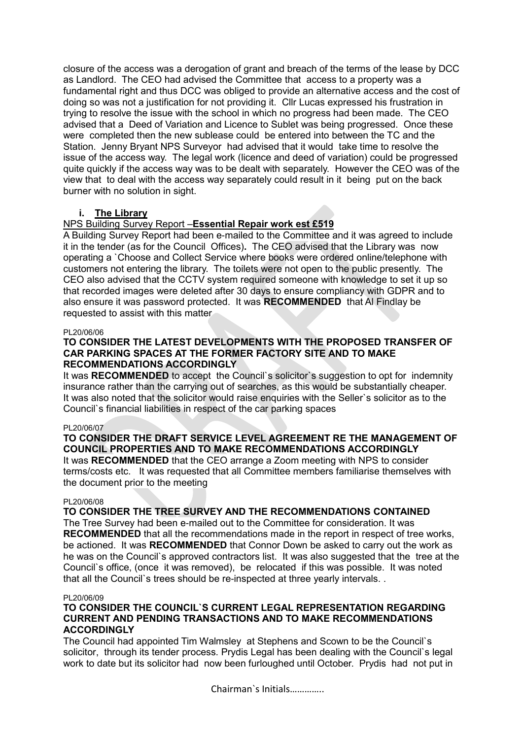closure of the access was a derogation of grant and breach of the terms of the lease by DCC as Landlord. The CEO had advised the Committee that access to a property was a fundamental right and thus DCC was obliged to provide an alternative access and the cost of doing so was not a justification for not providing it. Cllr Lucas expressed his frustration in trying to resolve the issue with the school in which no progress had been made. The CEO advised that a Deed of Variation and Licence to Sublet was being progressed. Once these were completed then the new sublease could be entered into between the TC and the Station. Jenny Bryant NPS Surveyor had advised that it would take time to resolve the issue of the access way. The legal work (licence and deed of variation) could be progressed quite quickly if the access way was to be dealt with separately. However the CEO was of the view that to deal with the access way separately could result in it being put on the back burner with no solution in sight.

**i. The Library**

NPS Building Survey Report –**Essential Repair work est £519**

A Building Survey Report had been e-mailed to the Committee and it was agreed to include it in the tender (as for the Council Offices). The CEO advised that the Library was now operating a `Choose and Collect Service where books were ordered online/telephone with customers not entering the library. The toilets were not open to the public presently. The CEO also advised that the CCTV system required someone with knowledge to set it up so that recorded images were deleted after 30 days to ensure compliancy with GDPR and to also ensure it was password protected. It was **RECOMMENDED** that Al Findlay be requested to assist with this matter

PL20/06/06

**TO CONSIDER THE LATEST DEVELOPMENTS WITH THE PROPOSED TRANSFER OF CAR PARKING SPACES AT THE FORMER FACTORY SITE AND TO MAKE RECOMMENDATIONS ACCORDINGLY**

It was **RECOMMENDED** to accept the Council`s solicitor`s suggestion to opt for indemnity insurance rather than the carrying out of searches, as this would be substantially cheaper. It was also noted that the solicitor would raise enquiries with the Seller`s solicitor as to the Council`s financial liabilities in respect of the car parking spaces

PL20/06/07

**TO CONSIDER THE DRAFT SERVICE LEVEL AGREEMENT RE THE MANAGEMENT OF COUNCIL PROPERTIES AND TO MAKE RECOMMENDATIONS ACCORDINGLY**

It was **RECOMMENDED** that the CEO arrange a Zoom meeting with NPS to consider terms/costs etc. It was requested that all Committee members familiarise themselves with the document prior to the meeting

PL20/06/08

**TO CONSIDER THE TREE SURVEY AND THE RECOMMENDATIONS CONTAINED**

The Tree Survey had been e-mailed out to the Committee for consideration. It was **RECOMMENDED** that all the recommendations made in the report in respect of tree works, be actioned. It was **RECOMMENDED** that Connor Down be asked to carry out the work as he was on the Council`s approved contractors list. It was also suggested that the tree at the Council`s office, (once it was removed), be relocated if this was possible. It was noted that all the Council`s trees should be re-inspected at three yearly intervals. .

PL20/06/09

**TO CONSIDER THE COUNCIL`S CURRENT LEGAL REPRESENTATION REGARDING CURRENT AND PENDING TRANSACTIONS AND TO MAKE RECOMMENDATIONS ACCORDINGLY**

The Council had appointed Tim Walmsley at Stephens and Scown to be the Council`s solicitor, through its tender process. Prydis Legal has been dealing with the Council`s legal work to date but its solicitor had now been furloughed until October. Prydis had not put in

Chairman`s Initials………….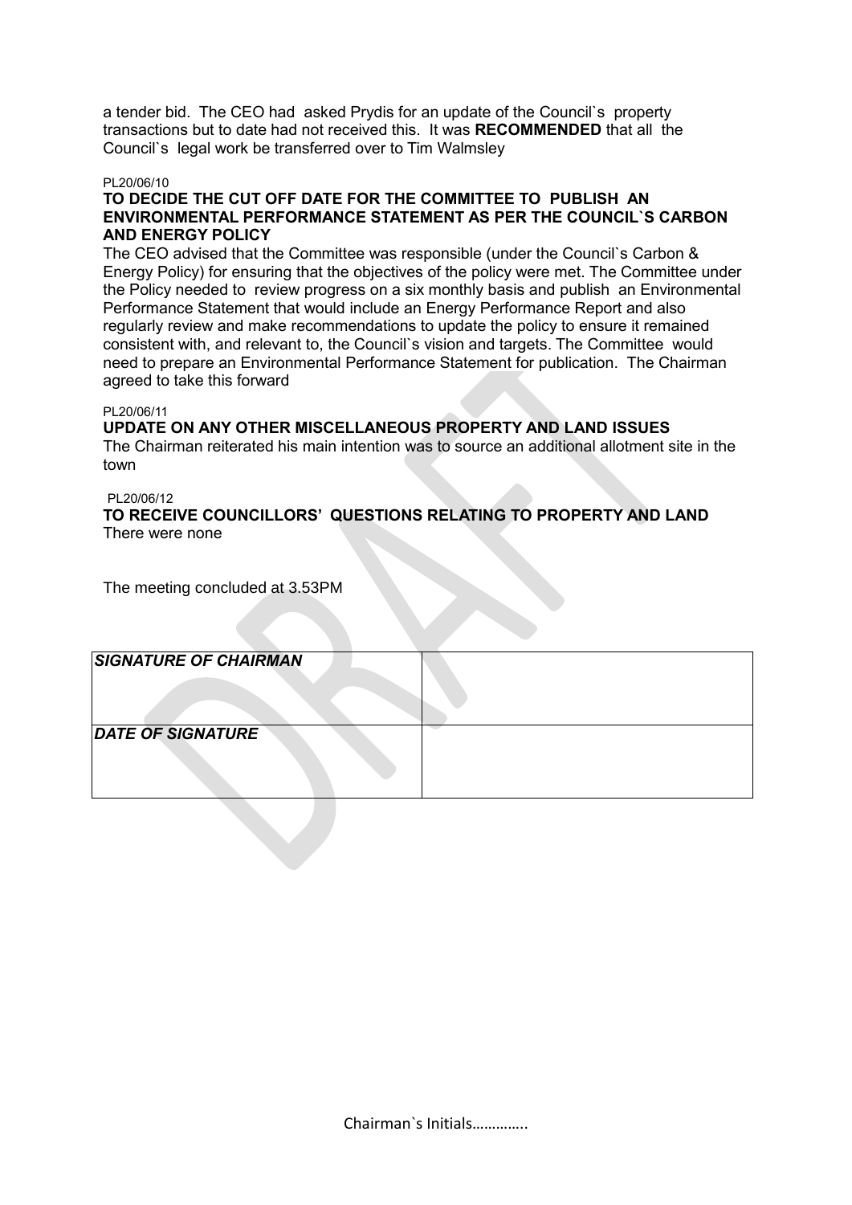a tender bid. The CEO had asked Prydis for an update of the Council`s property transactions but to date had not received this. It was **RECOMMENDED** that all the Council`s legal work be transferred over to Tim Walmsley

PL20/06/10

**TO DECIDE THE CUT OFF DATE FOR THE COMMITTEE TO PUBLISH AN ENVIRONMENTAL PERFORMANCE STATEMENT AS PER THE COUNCIL`S CARBON AND ENERGY POLICY**

The CEO advised that the Committee was responsible (under the Council`s Carbon & Energy Policy) for ensuring that the objectives of the policy were met. The Committee under the Policy needed to review progress on a six monthly basis and publish an Environmental Performance Statement that would include an Energy Performance Report and also regularly review and make recommendations to update the policy to ensure it remained consistent with, and relevant to, the Council`s vision and targets. The Committee would need to prepare an Environmental Performance Statement for publication. The Chairman agreed to take this forward

PL20/06/11

**UPDATE ON ANY OTHER MISCELLANEOUS PROPERTY AND LAND ISSUES**

The Chairman reiterated his main intention was to source an additional allotment site in the town

PL20/06/12

**TO RECEIVE COUNCILLORS' QUESTIONS RELATING TO PROPERTY AND LAND**

There were none

The meeting concluded at 3.53PM

| | |
|---|---|
| ***SIGNATURE OF CHAIRMAN*** | |
| ***DATE OF SIGNATURE*** | |

Chairman`s Initials………….